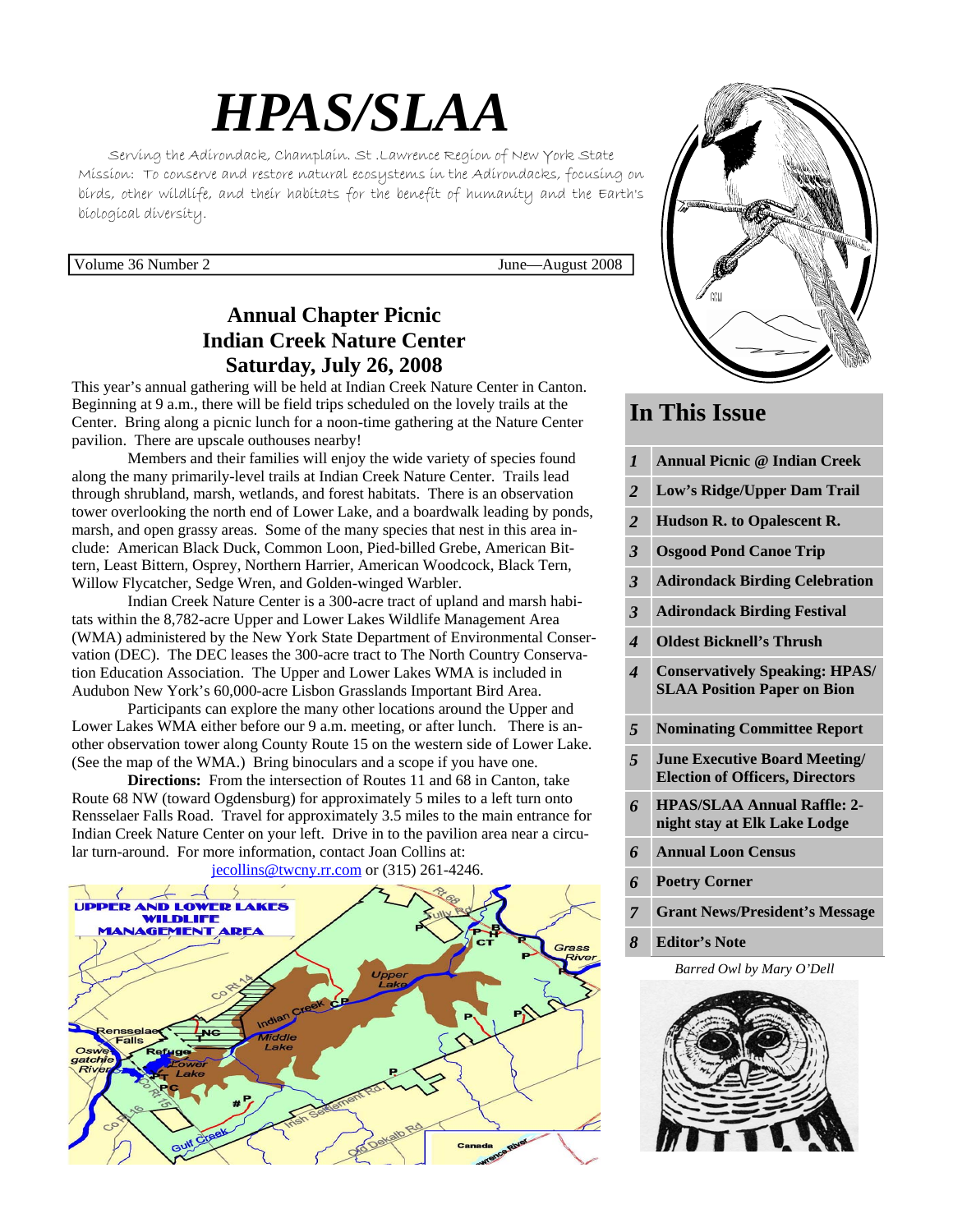# HPAS/SLAA

Serving the Adirondack, Champlain. St .Lawrence Region of New York State
Mission: To conserve and restore natural ecosystems in the Adirondacks, focusing on birds, other wildlife, and their habitats for the benefit of humanity and the Earth's biological diversity.

Volume 36 Number 2 June—August 2008

## Annual Chapter Picnic
## Indian Creek Nature Center
## Saturday, July 26, 2008

This year's annual gathering will be held at Indian Creek Nature Center in Canton. Beginning at 9 a.m., there will be field trips scheduled on the lovely trails at the Center. Bring along a picnic lunch for a noon-time gathering at the Nature Center pavilion. There are upscale outhouses nearby!

Members and their families will enjoy the wide variety of species found along the many primarily-level trails at Indian Creek Nature Center. Trails lead through shrubland, marsh, wetlands, and forest habitats. There is an observation tower overlooking the north end of Lower Lake, and a boardwalk leading by ponds, marsh, and open grassy areas. Some of the many species that nest in this area include: American Black Duck, Common Loon, Pied-billed Grebe, American Bittern, Least Bittern, Osprey, Northern Harrier, American Woodcock, Black Tern, Willow Flycatcher, Sedge Wren, and Golden-winged Warbler.

Indian Creek Nature Center is a 300-acre tract of upland and marsh habitats within the 8,782-acre Upper and Lower Lakes Wildlife Management Area (WMA) administered by the New York State Department of Environmental Conservation (DEC). The DEC leases the 300-acre tract to The North Country Conservation Education Association. The Upper and Lower Lakes WMA is included in Audubon New York's 60,000-acre Lisbon Grasslands Important Bird Area.

Participants can explore the many other locations around the Upper and Lower Lakes WMA either before our 9 a.m. meeting, or after lunch. There is another observation tower along County Route 15 on the western side of Lower Lake. (See the map of the WMA.) Bring binoculars and a scope if you have one.

**Directions:** From the intersection of Routes 11 and 68 in Canton, take Route 68 NW (toward Ogdensburg) for approximately 5 miles to a left turn onto Rensselaer Falls Road. Travel for approximately 3.5 miles to the main entrance for Indian Creek Nature Center on your left. Drive in to the pavilion area near a circular turn-around. For more information, contact Joan Collins at: jecollins@twcny.rr.com or (315) 261-4246.

## In This Issue

| | |
|---|---|
| 1 | Annual Picnic @ Indian Creek |
| 2 | Low's Ridge/Upper Dam Trail |
| 2 | Hudson R. to Opalescent R. |
| 3 | Osgood Pond Canoe Trip |
| 3 | Adirondack Birding Celebration |
| 3 | Adirondack Birding Festival |
| 4 | Oldest Bicknell's Thrush |
| 4 | Conservatively Speaking: HPAS/SLAA Position Paper on Bion |
| 5 | Nominating Committee Report |
| 5 | June Executive Board Meeting/ Election of Officers, Directors |
| 6 | HPAS/SLAA Annual Raffle: 2-night stay at Elk Lake Lodge |
| 6 | Annual Loon Census |
| 6 | Poetry Corner |
| 7 | Grant News/President's Message |
| 8 | Editor's Note |

*Barred Owl by Mary O'Dell*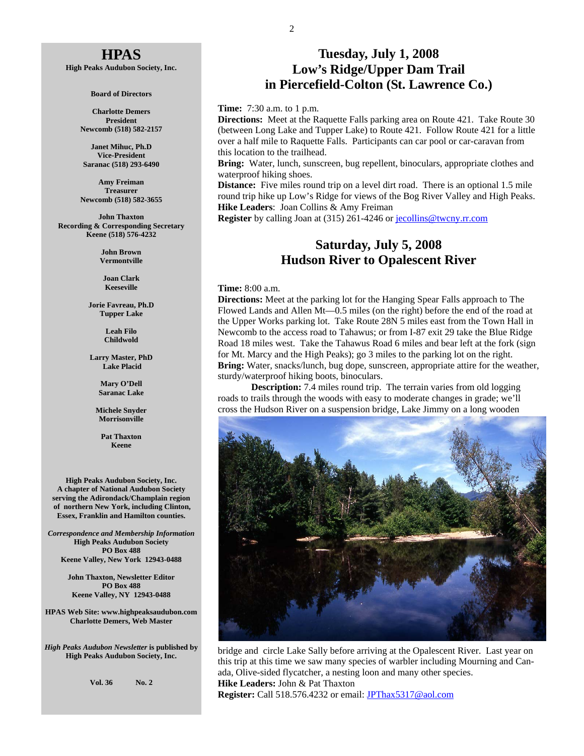# HPAS

**High Peaks Audubon Society, Inc.**

**Board of Directors**

**Charlotte Demers**
**President**
**Newcomb (518) 582-2157**

**Janet Mihuc, Ph.D**
**Vice-President**
**Saranac (518) 293-6490**

**Amy Freiman**
**Treasurer**
**Newcomb (518) 582-3655**

**John Thaxton**
**Recording & Corresponding Secretary**
**Keene (518) 576-4232**

**John Brown**
**Vermontville**

**Joan Clark**
**Keeseville**

**Jorie Favreau, Ph.D**
**Tupper Lake**

**Leah Filo**
**Childwold**

**Larry Master, PhD**
**Lake Placid**

**Mary O'Dell**
**Saranac Lake**

**Michele Snyder**
**Morrisonville**

**Pat Thaxton**
**Keene**

**High Peaks Audubon Society, Inc. A chapter of National Audubon Society serving the Adirondack/Champlain region of northern New York, including Clinton, Essex, Franklin and Hamilton counties.**

***Correspondence and Membership Information***
**High Peaks Audubon Society**
**PO Box 488**
**Keene Valley, New York 12943-0488**

**John Thaxton, Newsletter Editor**
**PO Box 488**
**Keene Valley, NY 12943-0488**

**HPAS Web Site: www.highpeaksaudubon.com**
**Charlotte Demers, Web Master**

***High Peaks Audubon Newsletter* is published by High Peaks Audubon Society, Inc.**

**Vol. 36 No. 2**

## Tuesday, July 1, 2008
## Low's Ridge/Upper Dam Trail in Piercefield-Colton (St. Lawrence Co.)

**Time:** 7:30 a.m. to 1 p.m.
**Directions:** Meet at the Raquette Falls parking area on Route 421. Take Route 30 (between Long Lake and Tupper Lake) to Route 421. Follow Route 421 for a little over a half mile to Raquette Falls. Participants can car pool or car-caravan from this location to the trailhead.
**Bring:** Water, lunch, sunscreen, bug repellent, binoculars, appropriate clothes and waterproof hiking shoes.
**Distance:** Five miles round trip on a level dirt road. There is an optional 1.5 mile round trip hike up Low's Ridge for views of the Bog River Valley and High Peaks.
**Hike Leaders**: Joan Collins & Amy Freiman
**Register** by calling Joan at (315) 261-4246 or jecollins@twcny.rr.com

## Saturday, July 5, 2008
## Hudson River to Opalescent River

**Time:** 8:00 a.m.
**Directions:** Meet at the parking lot for the Hanging Spear Falls approach to The Flowed Lands and Allen Mt—0.5 miles (on the right) before the end of the road at the Upper Works parking lot. Take Route 28N 5 miles east from the Town Hall in Newcomb to the access road to Tahawus; or from I-87 exit 29 take the Blue Ridge Road 18 miles west. Take the Tahawus Road 6 miles and bear left at the fork (sign for Mt. Marcy and the High Peaks); go 3 miles to the parking lot on the right.
**Bring:** Water, snacks/lunch, bug dope, sunscreen, appropriate attire for the weather, sturdy/waterproof hiking boots, binoculars.

**Description:** 7.4 miles round trip. The terrain varies from old logging roads to trails through the woods with easy to moderate changes in grade; we'll cross the Hudson River on a suspension bridge, Lake Jimmy on a long wooden bridge and circle Lake Sally before arriving at the Opalescent River. Last year on this trip at this time we saw many species of warbler including Mourning and Canada, Olive-sided flycatcher, a nesting loon and many other species.
**Hike Leaders:** John & Pat Thaxton
**Register:** Call 518.576.4232 or email: JPThax5317@aol.com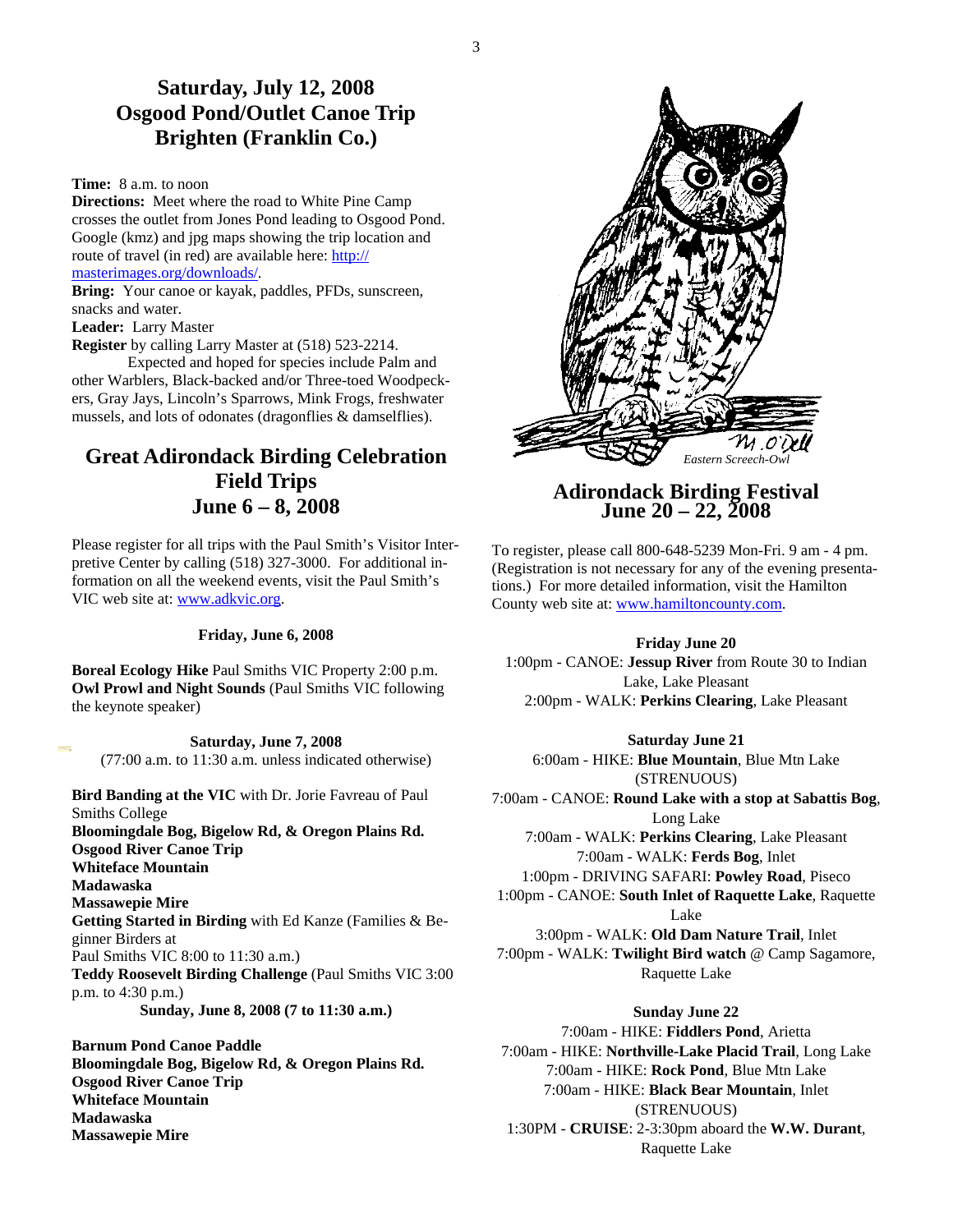## Saturday, July 12, 2008
## Osgood Pond/Outlet Canoe Trip
## Brighten (Franklin Co.)

**Time:** 8 a.m. to noon

**Directions:** Meet where the road to White Pine Camp crosses the outlet from Jones Pond leading to Osgood Pond. Google (kmz) and jpg maps showing the trip location and route of travel (in red) are available here: http://masterimages.org/downloads/.

**Bring:** Your canoe or kayak, paddles, PFDs, sunscreen, snacks and water.

**Leader:** Larry Master

**Register** by calling Larry Master at (518) 523-2214.

Expected and hoped for species include Palm and other Warblers, Black-backed and/or Three-toed Woodpeckers, Gray Jays, Lincoln's Sparrows, Mink Frogs, freshwater mussels, and lots of odonates (dragonflies & damselflies).

## Great Adirondack Birding Celebration Field Trips
## June 6 – 8, 2008

Please register for all trips with the Paul Smith's Visitor Interpretive Center by calling (518) 327-3000. For additional information on all the weekend events, visit the Paul Smith's VIC web site at: www.adkvic.org.

**Friday, June 6, 2008**

**Boreal Ecology Hike** Paul Smiths VIC Property 2:00 p.m.
**Owl Prowl and Night Sounds** (Paul Smiths VIC following the keynote speaker)

**Saturday, June 7, 2008**
(77:00 a.m. to 11:30 a.m. unless indicated otherwise)

**Bird Banding at the VIC** with Dr. Jorie Favreau of Paul Smiths College
**Bloomingdale Bog, Bigelow Rd, & Oregon Plains Rd.**
**Osgood River Canoe Trip**
**Whiteface Mountain**
**Madawaska**
**Massawepie Mire**
**Getting Started in Birding** with Ed Kanze (Families & Beginner Birders at Paul Smiths VIC 8:00 to 11:30 a.m.)
**Teddy Roosevelt Birding Challenge** (Paul Smiths VIC 3:00 p.m. to 4:30 p.m.)

**Sunday, June 8, 2008 (7 to 11:30 a.m.)**

**Barnum Pond Canoe Paddle**
**Bloomingdale Bog, Bigelow Rd, & Oregon Plains Rd.**
**Osgood River Canoe Trip**
**Whiteface Mountain**
**Madawaska**
**Massawepie Mire**

*Eastern Screech-Owl*

## Adirondack Birding Festival
## June 20 – 22, 2008

To register, please call 800-648-5239 Mon-Fri. 9 am - 4 pm. (Registration is not necessary for any of the evening presentations.) For more detailed information, visit the Hamilton County web site at: www.hamiltoncounty.com.

**Friday June 20**

1:00pm - CANOE: **Jessup River** from Route 30 to Indian Lake, Lake Pleasant
2:00pm - WALK: **Perkins Clearing**, Lake Pleasant

**Saturday June 21**

6:00am - HIKE: **Blue Mountain**, Blue Mtn Lake (STRENUOUS)
7:00am - CANOE: **Round Lake with a stop at Sabattis Bog**, Long Lake
7:00am - WALK: **Perkins Clearing**, Lake Pleasant
7:00am - WALK: **Ferds Bog**, Inlet
1:00pm - DRIVING SAFARI: **Powley Road**, Piseco
1:00pm - CANOE: **South Inlet of Raquette Lake**, Raquette Lake
3:00pm - WALK: **Old Dam Nature Trail**, Inlet
7:00pm - WALK: **Twilight Bird watch** @ Camp Sagamore, Raquette Lake

**Sunday June 22**

7:00am - HIKE: **Fiddlers Pond**, Arietta
7:00am - HIKE: **Northville-Lake Placid Trail**, Long Lake
7:00am - HIKE: **Rock Pond**, Blue Mtn Lake
7:00am - HIKE: **Black Bear Mountain**, Inlet (STRENUOUS)
1:30PM - **CRUISE**: 2-3:30pm aboard the **W.W. Durant**, Raquette Lake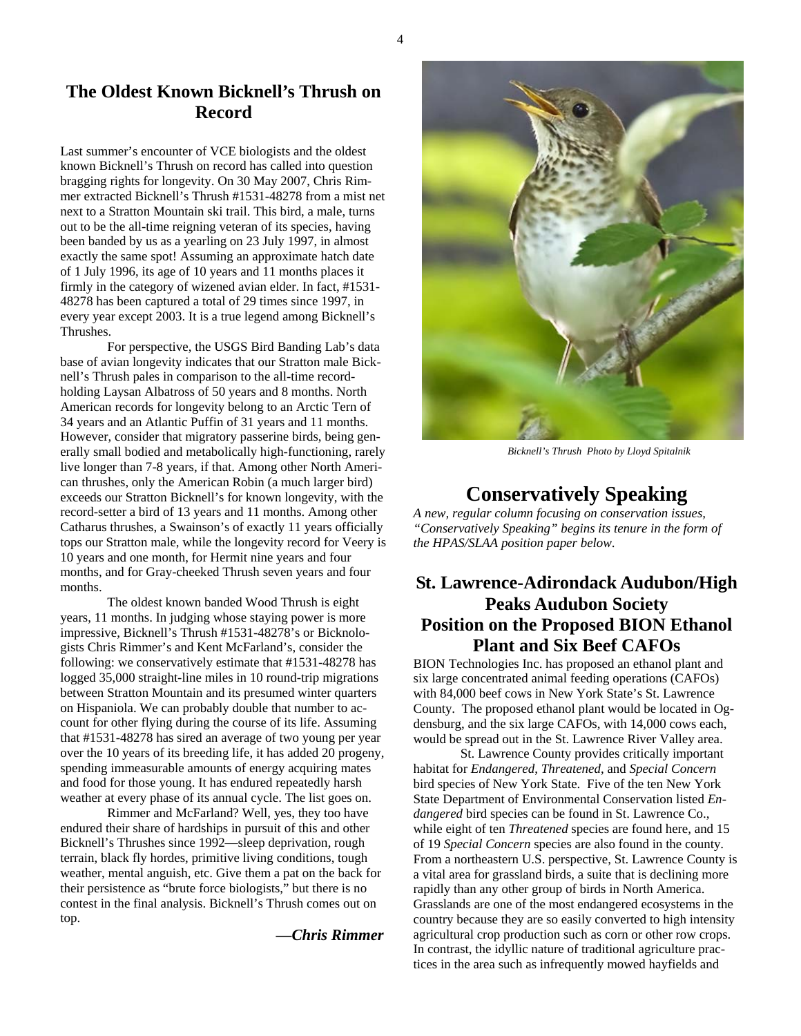## The Oldest Known Bicknell's Thrush on Record

Last summer's encounter of VCE biologists and the oldest known Bicknell's Thrush on record has called into question bragging rights for longevity. On 30 May 2007, Chris Rimmer extracted Bicknell's Thrush #1531-48278 from a mist net next to a Stratton Mountain ski trail. This bird, a male, turns out to be the all-time reigning veteran of its species, having been banded by us as a yearling on 23 July 1997, in almost exactly the same spot! Assuming an approximate hatch date of 1 July 1996, its age of 10 years and 11 months places it firmly in the category of wizened avian elder. In fact, #1531-48278 has been captured a total of 29 times since 1997, in every year except 2003. It is a true legend among Bicknell's Thrushes.

For perspective, the USGS Bird Banding Lab's data base of avian longevity indicates that our Stratton male Bicknell's Thrush pales in comparison to the all-time record-holding Laysan Albatross of 50 years and 8 months. North American records for longevity belong to an Arctic Tern of 34 years and an Atlantic Puffin of 31 years and 11 months. However, consider that migratory passerine birds, being generally small bodied and metabolically high-functioning, rarely live longer than 7-8 years, if that. Among other North American thrushes, only the American Robin (a much larger bird) exceeds our Stratton Bicknell's for known longevity, with the record-setter a bird of 13 years and 11 months. Among other Catharus thrushes, a Swainson's of exactly 11 years officially tops our Stratton male, while the longevity record for Veery is 10 years and one month, for Hermit nine years and four months, and for Gray-cheeked Thrush seven years and four months.

The oldest known banded Wood Thrush is eight years, 11 months. In judging whose staying power is more impressive, Bicknell's Thrush #1531-48278's or Bicknologists Chris Rimmer's and Kent McFarland's, consider the following: we conservatively estimate that #1531-48278 has logged 35,000 straight-line miles in 10 round-trip migrations between Stratton Mountain and its presumed winter quarters on Hispaniola. We can probably double that number to account for other flying during the course of its life. Assuming that #1531-48278 has sired an average of two young per year over the 10 years of its breeding life, it has added 20 progeny, spending immeasurable amounts of energy acquiring mates and food for those young. It has endured repeatedly harsh weather at every phase of its annual cycle. The list goes on.

Rimmer and McFarland? Well, yes, they too have endured their share of hardships in pursuit of this and other Bicknell's Thrushes since 1992—sleep deprivation, rough terrain, black fly hordes, primitive living conditions, tough weather, mental anguish, etc. Give them a pat on the back for their persistence as "brute force biologists," but there is no contest in the final analysis. Bicknell's Thrush comes out on top.

***—Chris Rimmer***

*Bicknell's Thrush Photo by Lloyd Spitalnik*

# Conservatively Speaking

*A new, regular column focusing on conservation issues, "Conservatively Speaking" begins its tenure in the form of the HPAS/SLAA position paper below.*

## St. Lawrence-Adirondack Audubon/High Peaks Audubon Society Position on the Proposed BION Ethanol Plant and Six Beef CAFOs

BION Technologies Inc. has proposed an ethanol plant and six large concentrated animal feeding operations (CAFOs) with 84,000 beef cows in New York State's St. Lawrence County. The proposed ethanol plant would be located in Ogdensburg, and the six large CAFOs, with 14,000 cows each, would be spread out in the St. Lawrence River Valley area.

St. Lawrence County provides critically important habitat for *Endangered*, *Threatened*, and *Special Concern* bird species of New York State. Five of the ten New York State Department of Environmental Conservation listed *Endangered* bird species can be found in St. Lawrence Co., while eight of ten *Threatened* species are found here, and 15 of 19 *Special Concern* species are also found in the county. From a northeastern U.S. perspective, St. Lawrence County is a vital area for grassland birds, a suite that is declining more rapidly than any other group of birds in North America. Grasslands are one of the most endangered ecosystems in the country because they are so easily converted to high intensity agricultural crop production such as corn or other row crops. In contrast, the idyllic nature of traditional agriculture practices in the area such as infrequently mowed hayfields and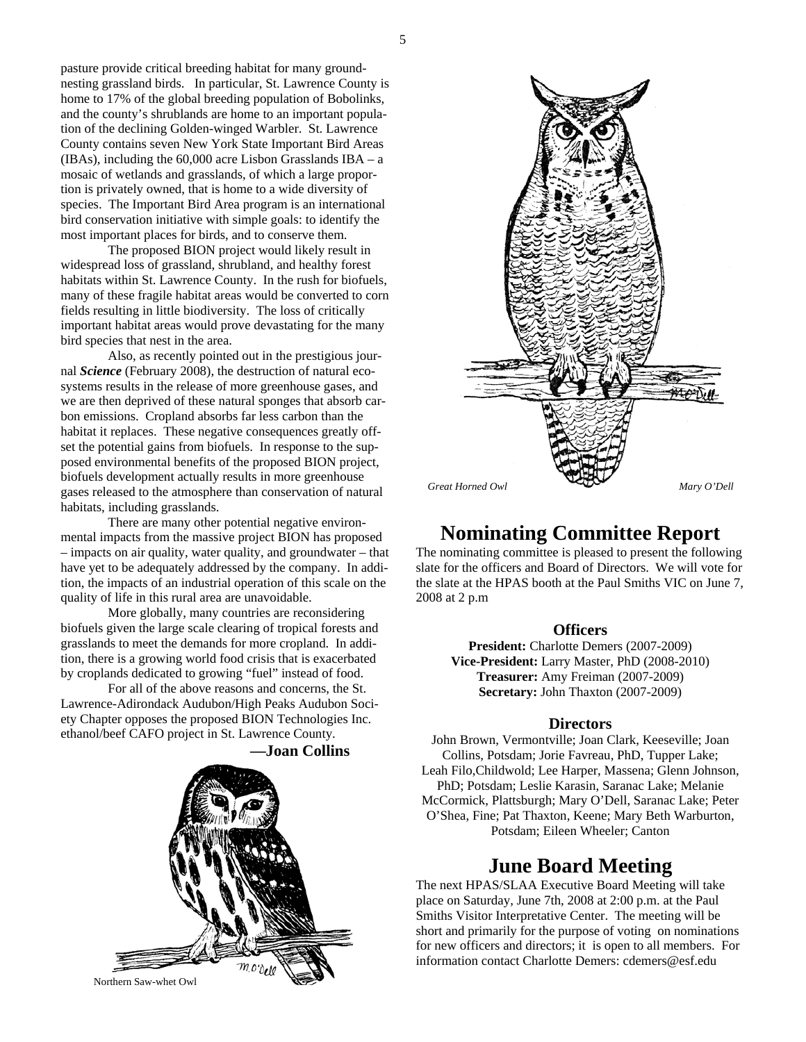pasture provide critical breeding habitat for many ground-nesting grassland birds. In particular, St. Lawrence County is home to 17% of the global breeding population of Bobolinks, and the county's shrublands are home to an important population of the declining Golden-winged Warbler. St. Lawrence County contains seven New York State Important Bird Areas (IBAs), including the 60,000 acre Lisbon Grasslands IBA – a mosaic of wetlands and grasslands, of which a large proportion is privately owned, that is home to a wide diversity of species. The Important Bird Area program is an international bird conservation initiative with simple goals: to identify the most important places for birds, and to conserve them.

The proposed BION project would likely result in widespread loss of grassland, shrubland, and healthy forest habitats within St. Lawrence County. In the rush for biofuels, many of these fragile habitat areas would be converted to corn fields resulting in little biodiversity. The loss of critically important habitat areas would prove devastating for the many bird species that nest in the area.

Also, as recently pointed out in the prestigious journal ***Science*** (February 2008), the destruction of natural ecosystems results in the release of more greenhouse gases, and we are then deprived of these natural sponges that absorb carbon emissions. Cropland absorbs far less carbon than the habitat it replaces. These negative consequences greatly offset the potential gains from biofuels. In response to the supposed environmental benefits of the proposed BION project, biofuels development actually results in more greenhouse gases released to the atmosphere than conservation of natural habitats, including grasslands.

There are many other potential negative environmental impacts from the massive project BION has proposed – impacts on air quality, water quality, and groundwater – that have yet to be adequately addressed by the company. In addition, the impacts of an industrial operation of this scale on the quality of life in this rural area are unavoidable.

More globally, many countries are reconsidering biofuels given the large scale clearing of tropical forests and grasslands to meet the demands for more cropland. In addition, there is a growing world food crisis that is exacerbated by croplands dedicated to growing "fuel" instead of food.

For all of the above reasons and concerns, the St. Lawrence-Adirondack Audubon/High Peaks Audubon Society Chapter opposes the proposed BION Technologies Inc. ethanol/beef CAFO project in St. Lawrence County.

**—Joan Collins**

Northern Saw-whet Owl

*Great Horned Owl* *Mary O'Dell*

# Nominating Committee Report

The nominating committee is pleased to present the following slate for the officers and Board of Directors. We will vote for the slate at the HPAS booth at the Paul Smiths VIC on June 7, 2008 at 2 p.m

### Officers

**President:** Charlotte Demers (2007-2009)
**Vice-President:** Larry Master, PhD (2008-2010)
**Treasurer:** Amy Freiman (2007-2009)
**Secretary:** John Thaxton (2007-2009)

### Directors

John Brown, Vermontville; Joan Clark, Keeseville; Joan Collins, Potsdam; Jorie Favreau, PhD, Tupper Lake; Leah Filo,Childwold; Lee Harper, Massena; Glenn Johnson, PhD; Potsdam; Leslie Karasin, Saranac Lake; Melanie McCormick, Plattsburgh; Mary O'Dell, Saranac Lake; Peter O'Shea, Fine; Pat Thaxton, Keene; Mary Beth Warburton, Potsdam; Eileen Wheeler; Canton

# June Board Meeting

The next HPAS/SLAA Executive Board Meeting will take place on Saturday, June 7th, 2008 at 2:00 p.m. at the Paul Smiths Visitor Interpretative Center. The meeting will be short and primarily for the purpose of voting on nominations for new officers and directors; it is open to all members. For information contact Charlotte Demers: cdemers@esf.edu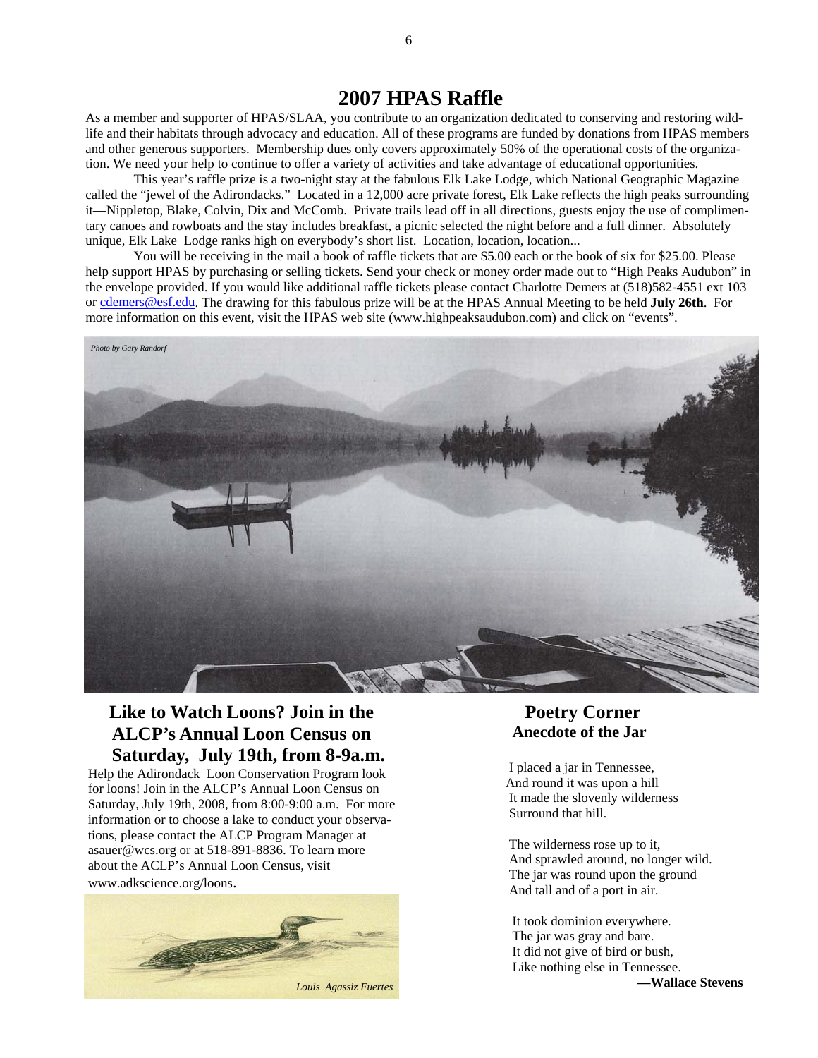# 2007 HPAS Raffle

As a member and supporter of HPAS/SLAA, you contribute to an organization dedicated to conserving and restoring wildlife and their habitats through advocacy and education. All of these programs are funded by donations from HPAS members and other generous supporters. Membership dues only covers approximately 50% of the operational costs of the organization. We need your help to continue to offer a variety of activities and take advantage of educational opportunities.

This year's raffle prize is a two-night stay at the fabulous Elk Lake Lodge, which National Geographic Magazine called the "jewel of the Adirondacks." Located in a 12,000 acre private forest, Elk Lake reflects the high peaks surrounding it—Nippletop, Blake, Colvin, Dix and McComb. Private trails lead off in all directions, guests enjoy the use of complimentary canoes and rowboats and the stay includes breakfast, a picnic selected the night before and a full dinner. Absolutely unique, Elk Lake Lodge ranks high on everybody's short list. Location, location, location...

You will be receiving in the mail a book of raffle tickets that are $5.00 each or the book of six for $25.00. Please help support HPAS by purchasing or selling tickets. Send your check or money order made out to "High Peaks Audubon" in the envelope provided. If you would like additional raffle tickets please contact Charlotte Demers at (518)582-4551 ext 103 or cdemers@esf.edu. The drawing for this fabulous prize will be at the HPAS Annual Meeting to be held **July 26th**. For more information on this event, visit the HPAS web site (www.highpeaksaudubon.com) and click on "events".

*Photo by Gary Randorf*

## Like to Watch Loons? Join in the ALCP's Annual Loon Census on Saturday, July 19th, from 8-9a.m.

Help the Adirondack Loon Conservation Program look for loons! Join in the ALCP's Annual Loon Census on Saturday, July 19th, 2008, from 8:00-9:00 a.m. For more information or to choose a lake to conduct your observations, please contact the ALCP Program Manager at asauer@wcs.org or at 518-891-8836. To learn more about the ACLP's Annual Loon Census, visit www.adkscience.org/loons.

*Louis Agassiz Fuertes*

## Poetry Corner

### Anecdote of the Jar

I placed a jar in Tennessee,
And round it was upon a hill
It made the slovenly wilderness
Surround that hill.

The wilderness rose up to it,
And sprawled around, no longer wild.
The jar was round upon the ground
And tall and of a port in air.

It took dominion everywhere.
The jar was gray and bare.
It did not give of bird or bush,
Like nothing else in Tennessee.

**—Wallace Stevens**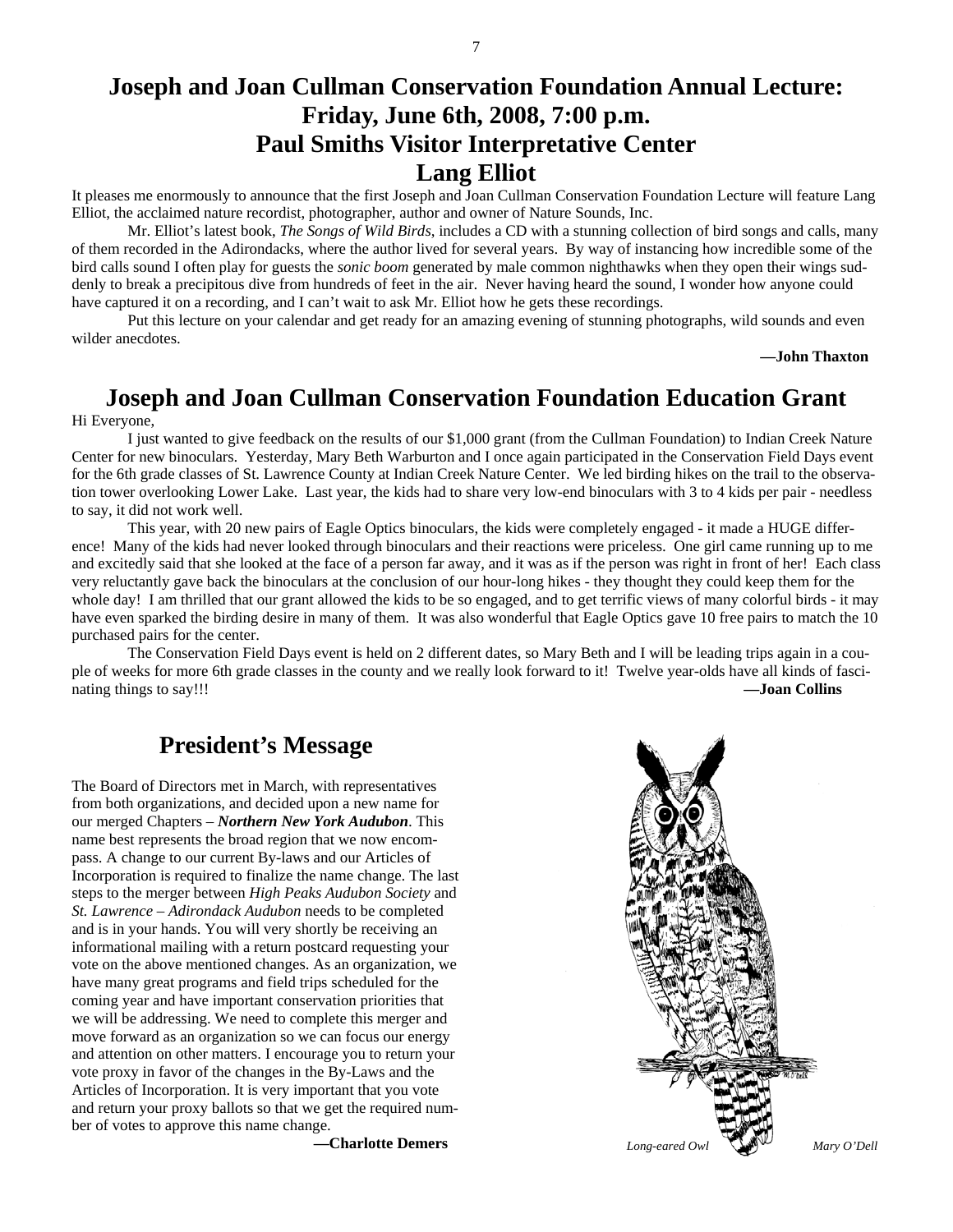# Joseph and Joan Cullman Conservation Foundation Annual Lecture: Friday, June 6th, 2008, 7:00 p.m. Paul Smiths Visitor Interpretative Center

## Lang Elliot

It pleases me enormously to announce that the first Joseph and Joan Cullman Conservation Foundation Lecture will feature Lang Elliot, the acclaimed nature recordist, photographer, author and owner of Nature Sounds, Inc.

Mr. Elliot's latest book, *The Songs of Wild Birds*, includes a CD with a stunning collection of bird songs and calls, many of them recorded in the Adirondacks, where the author lived for several years. By way of instancing how incredible some of the bird calls sound I often play for guests the *sonic boom* generated by male common nighthawks when they open their wings suddenly to break a precipitous dive from hundreds of feet in the air. Never having heard the sound, I wonder how anyone could have captured it on a recording, and I can't wait to ask Mr. Elliot how he gets these recordings.

Put this lecture on your calendar and get ready for an amazing evening of stunning photographs, wild sounds and even wilder anecdotes.

**—John Thaxton**

## Joseph and Joan Cullman Conservation Foundation Education Grant

Hi Everyone,

I just wanted to give feedback on the results of our $1,000 grant (from the Cullman Foundation) to Indian Creek Nature Center for new binoculars. Yesterday, Mary Beth Warburton and I once again participated in the Conservation Field Days event for the 6th grade classes of St. Lawrence County at Indian Creek Nature Center. We led birding hikes on the trail to the observation tower overlooking Lower Lake. Last year, the kids had to share very low-end binoculars with 3 to 4 kids per pair - needless to say, it did not work well.

This year, with 20 new pairs of Eagle Optics binoculars, the kids were completely engaged - it made a HUGE difference! Many of the kids had never looked through binoculars and their reactions were priceless. One girl came running up to me and excitedly said that she looked at the face of a person far away, and it was as if the person was right in front of her! Each class very reluctantly gave back the binoculars at the conclusion of our hour-long hikes - they thought they could keep them for the whole day! I am thrilled that our grant allowed the kids to be so engaged, and to get terrific views of many colorful birds - it may have even sparked the birding desire in many of them. It was also wonderful that Eagle Optics gave 10 free pairs to match the 10 purchased pairs for the center.

The Conservation Field Days event is held on 2 different dates, so Mary Beth and I will be leading trips again in a couple of weeks for more 6th grade classes in the county and we really look forward to it! Twelve year-olds have all kinds of fascinating things to say!!!

**—Joan Collins**

## President's Message

The Board of Directors met in March, with representatives from both organizations, and decided upon a new name for our merged Chapters – ***Northern New York Audubon***. This name best represents the broad region that we now encompass. A change to our current By-laws and our Articles of Incorporation is required to finalize the name change. The last steps to the merger between *High Peaks Audubon Society* and *St. Lawrence – Adirondack Audubon* needs to be completed and is in your hands. You will very shortly be receiving an informational mailing with a return postcard requesting your vote on the above mentioned changes. As an organization, we have many great programs and field trips scheduled for the coming year and have important conservation priorities that we will be addressing. We need to complete this merger and move forward as an organization so we can focus our energy and attention on other matters. I encourage you to return your vote proxy in favor of the changes in the By-Laws and the Articles of Incorporation. It is very important that you vote and return your proxy ballots so that we get the required number of votes to approve this name change.

**—Charlotte Demers**

*Long-eared Owl* *Mary O'Dell*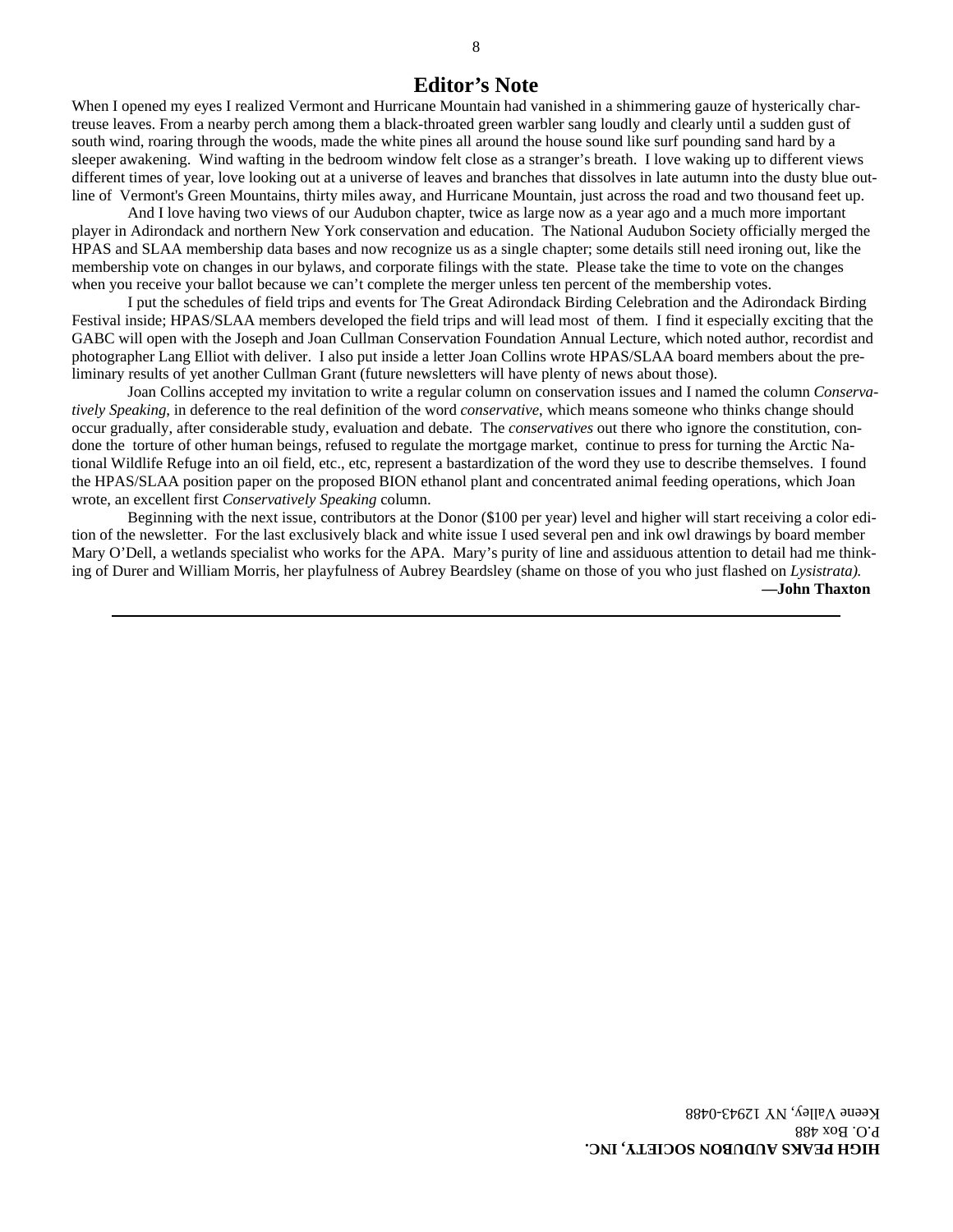# Editor's Note

When I opened my eyes I realized Vermont and Hurricane Mountain had vanished in a shimmering gauze of hysterically chartreuse leaves. From a nearby perch among them a black-throated green warbler sang loudly and clearly until a sudden gust of south wind, roaring through the woods, made the white pines all around the house sound like surf pounding sand hard by a sleeper awakening. Wind wafting in the bedroom window felt close as a stranger's breath. I love waking up to different views different times of year, love looking out at a universe of leaves and branches that dissolves in late autumn into the dusty blue outline of Vermont's Green Mountains, thirty miles away, and Hurricane Mountain, just across the road and two thousand feet up.

And I love having two views of our Audubon chapter, twice as large now as a year ago and a much more important player in Adirondack and northern New York conservation and education. The National Audubon Society officially merged the HPAS and SLAA membership data bases and now recognize us as a single chapter; some details still need ironing out, like the membership vote on changes in our bylaws, and corporate filings with the state. Please take the time to vote on the changes when you receive your ballot because we can't complete the merger unless ten percent of the membership votes.

I put the schedules of field trips and events for The Great Adirondack Birding Celebration and the Adirondack Birding Festival inside; HPAS/SLAA members developed the field trips and will lead most of them. I find it especially exciting that the GABC will open with the Joseph and Joan Cullman Conservation Foundation Annual Lecture, which noted author, recordist and photographer Lang Elliot with deliver. I also put inside a letter Joan Collins wrote HPAS/SLAA board members about the preliminary results of yet another Cullman Grant (future newsletters will have plenty of news about those).

Joan Collins accepted my invitation to write a regular column on conservation issues and I named the column *Conservatively Speaking*, in deference to the real definition of the word *conservative*, which means someone who thinks change should occur gradually, after considerable study, evaluation and debate. The *conservatives* out there who ignore the constitution, condone the torture of other human beings, refused to regulate the mortgage market, continue to press for turning the Arctic National Wildlife Refuge into an oil field, etc., etc, represent a bastardization of the word they use to describe themselves. I found the HPAS/SLAA position paper on the proposed BION ethanol plant and concentrated animal feeding operations, which Joan wrote, an excellent first *Conservatively Speaking* column.

Beginning with the next issue, contributors at the Donor ($100 per year) level and higher will start receiving a color edition of the newsletter. For the last exclusively black and white issue I used several pen and ink owl drawings by board member Mary O'Dell, a wetlands specialist who works for the APA. Mary's purity of line and assiduous attention to detail had me thinking of Durer and William Morris, her playfulness of Aubrey Beardsley (shame on those of you who just flashed on *Lysistrata).*

**—John Thaxton**

---

**HIGH PEAKS AUDUBON SOCIETY, INC.**
P.O. Box 488
Keene Valley, NY 12943-0488